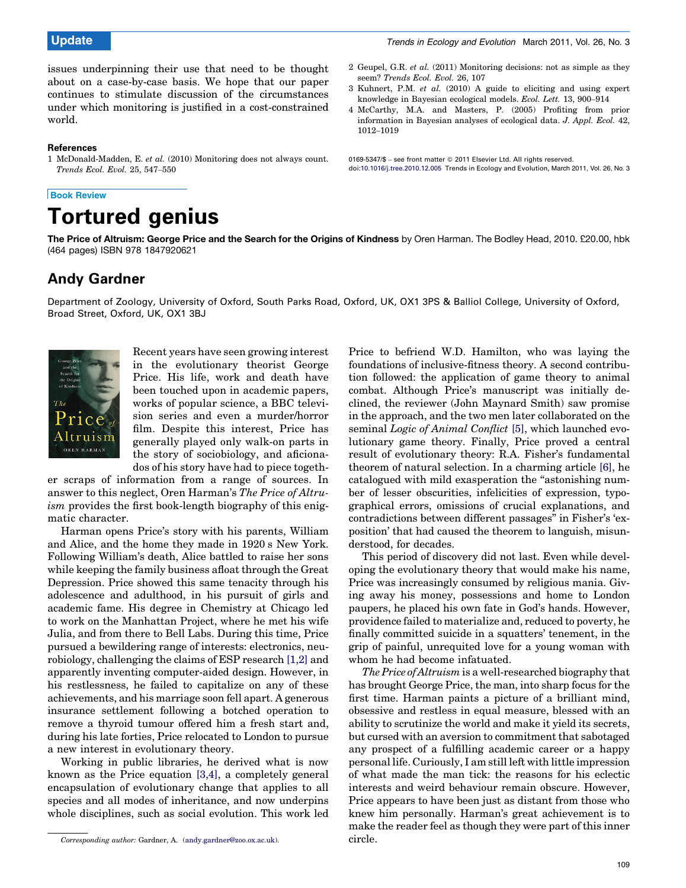issues underpinning their use that need to be thought about on a case-by-case basis. We hope that our paper continues to stimulate discussion of the circumstances under which monitoring is justified in a cost-constrained world.

### References

1 McDonald-Madden, E. *et al.* (2010) Monitoring does not always count. *Trends Ecol. Evol.* 25, 547–550

2 Geupel, G.R. *et al.* (2011) Monitoring decisions: not as simple as they seem? *Trends Ecol. Evol.* 26, 107

3 Kuhnert, P.M. *et al.* (2010) A guide to eliciting and using expert knowledge in Bayesian ecological models. *Ecol. Lett.* 13, 900–914

4 McCarthy, M.A. and Masters, P. (2005) Profiting from prior information in Bayesian analyses of ecological data. *J. Appl. Ecol.* 42, 1012–1019

0169-5347/$ – see front matter © 2011 Elsevier Ltd. All rights reserved. doi:10.1016/j.tree.2010.12.005

Book Review

# Tortured genius

**The Price of Altruism: George Price and the Search for the Origins of Kindness** by Oren Harman. The Bodley Head, 2010. £20.00, hbk (464 pages) ISBN 978 1847920621

## Andy Gardner

Department of Zoology, University of Oxford, South Parks Road, Oxford, UK, OX1 3PS & Balliol College, University of Oxford, Broad Street, Oxford, UK, OX1 3BJ

Recent years have seen growing interest in the evolutionary theorist George Price. His life, work and death have been touched upon in academic papers, works of popular science, a BBC television series and even a murder/horror film. Despite this interest, Price has generally played only walk-on parts in the story of sociobiology, and aficionados of his story have had to piece together scraps of information from a range of sources. In answer to this neglect, Oren Harman's *The Price of Altruism* provides the first book-length biography of this enigmatic character.

Harman opens Price's story with his parents, William and Alice, and the home they made in 1920 s New York. Following William's death, Alice battled to raise her sons while keeping the family business afloat through the Great Depression. Price showed this same tenacity through his adolescence and adulthood, in his pursuit of girls and academic fame. His degree in Chemistry at Chicago led to work on the Manhattan Project, where he met his wife Julia, and from there to Bell Labs. During this time, Price pursued a bewildering range of interests: electronics, neurobiology, challenging the claims of ESP research [1,2] and apparently inventing computer-aided design. However, in his restlessness, he failed to capitalize on any of these achievements, and his marriage soon fell apart. A generous insurance settlement following a botched operation to remove a thyroid tumour offered him a fresh start and, during his late forties, Price relocated to London to pursue a new interest in evolutionary theory.

Working in public libraries, he derived what is now known as the Price equation [3,4], a completely general encapsulation of evolutionary change that applies to all species and all modes of inheritance, and now underpins whole disciplines, such as social evolution. This work led Price to befriend W.D. Hamilton, who was laying the foundations of inclusive-fitness theory. A second contribution followed: the application of game theory to animal combat. Although Price's manuscript was initially declined, the reviewer (John Maynard Smith) saw promise in the approach, and the two men later collaborated on the seminal *Logic of Animal Conflict* [5], which launched evolutionary game theory. Finally, Price proved a central result of evolutionary theory: R.A. Fisher's fundamental theorem of natural selection. In a charming article [6], he catalogued with mild exasperation the "astonishing number of lesser obscurities, infelicities of expression, typographical errors, omissions of crucial explanations, and contradictions between different passages" in Fisher's 'exposition' that had caused the theorem to languish, misunderstood, for decades.

This period of discovery did not last. Even while developing the evolutionary theory that would make his name, Price was increasingly consumed by religious mania. Giving away his money, possessions and home to London paupers, he placed his own fate in God's hands. However, providence failed to materialize and, reduced to poverty, he finally committed suicide in a squatters' tenement, in the grip of painful, unrequited love for a young woman with whom he had become infatuated.

*The Price of Altruism* is a well-researched biography that has brought George Price, the man, into sharp focus for the first time. Harman paints a picture of a brilliant mind, obsessive and restless in equal measure, blessed with an ability to scrutinize the world and make it yield its secrets, but cursed with an aversion to commitment that sabotaged any prospect of a fulfilling academic career or a happy personal life. Curiously, I am still left with little impression of what made the man tick: the reasons for his eclectic interests and weird behaviour remain obscure. However, Price appears to have been just as distant from those who knew him personally. Harman's great achievement is to make the reader feel as though they were part of this inner circle.

Corresponding author: Gardner, A. (andy.gardner@zoo.ox.ac.uk).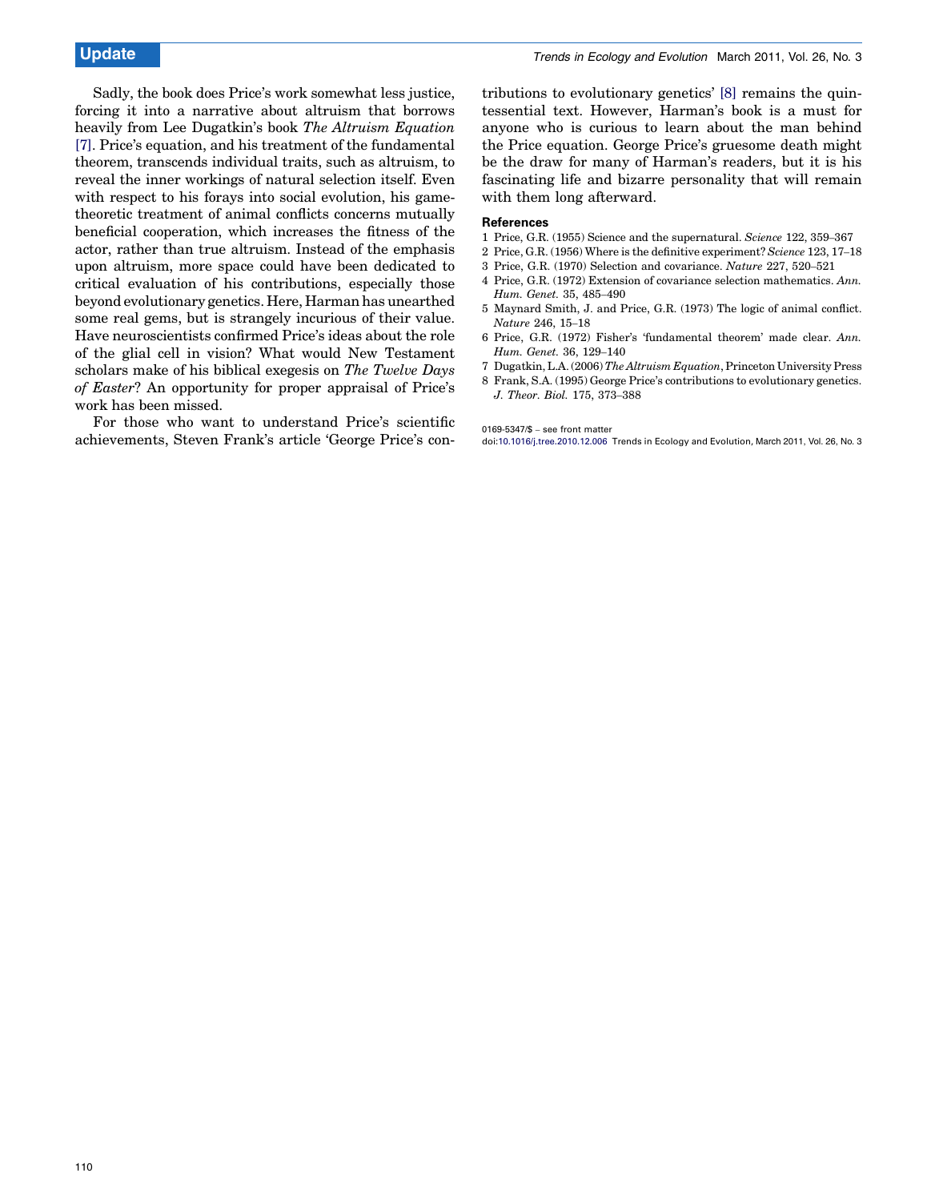Sadly, the book does Price's work somewhat less justice, forcing it into a narrative about altruism that borrows heavily from Lee Dugatkin's book *The Altruism Equation* [7]. Price's equation, and his treatment of the fundamental theorem, transcends individual traits, such as altruism, to reveal the inner workings of natural selection itself. Even with respect to his forays into social evolution, his game-theoretic treatment of animal conflicts concerns mutually beneficial cooperation, which increases the fitness of the actor, rather than true altruism. Instead of the emphasis upon altruism, more space could have been dedicated to critical evaluation of his contributions, especially those beyond evolutionary genetics. Here, Harman has unearthed some real gems, but is strangely incurious of their value. Have neuroscientists confirmed Price's ideas about the role of the glial cell in vision? What would New Testament scholars make of his biblical exegesis on *The Twelve Days of Easter*? An opportunity for proper appraisal of Price's work has been missed.

For those who want to understand Price's scientific achievements, Steven Frank's article 'George Price's contributions to evolutionary genetics' [8] remains the quintessential text. However, Harman's book is a must for anyone who is curious to learn about the man behind the Price equation. George Price's gruesome death might be the draw for many of Harman's readers, but it is his fascinating life and bizarre personality that will remain with them long afterward.

### References

1 Price, G.R. (1955) Science and the supernatural. *Science* 122, 359–367
2 Price, G.R. (1956) Where is the definitive experiment? *Science* 123, 17–18
3 Price, G.R. (1970) Selection and covariance. *Nature* 227, 520–521
4 Price, G.R. (1972) Extension of covariance selection mathematics. *Ann. Hum. Genet.* 35, 485–490
5 Maynard Smith, J. and Price, G.R. (1973) The logic of animal conflict. *Nature* 246, 15–18
6 Price, G.R. (1972) Fisher's 'fundamental theorem' made clear. *Ann. Hum. Genet.* 36, 129–140
7 Dugatkin, L.A. (2006) *The Altruism Equation*, Princeton University Press
8 Frank, S.A. (1995) George Price's contributions to evolutionary genetics. *J. Theor. Biol.* 175, 373–388

0169-5347/$ – see front matter
doi:10.1016/j.tree.2010.12.006